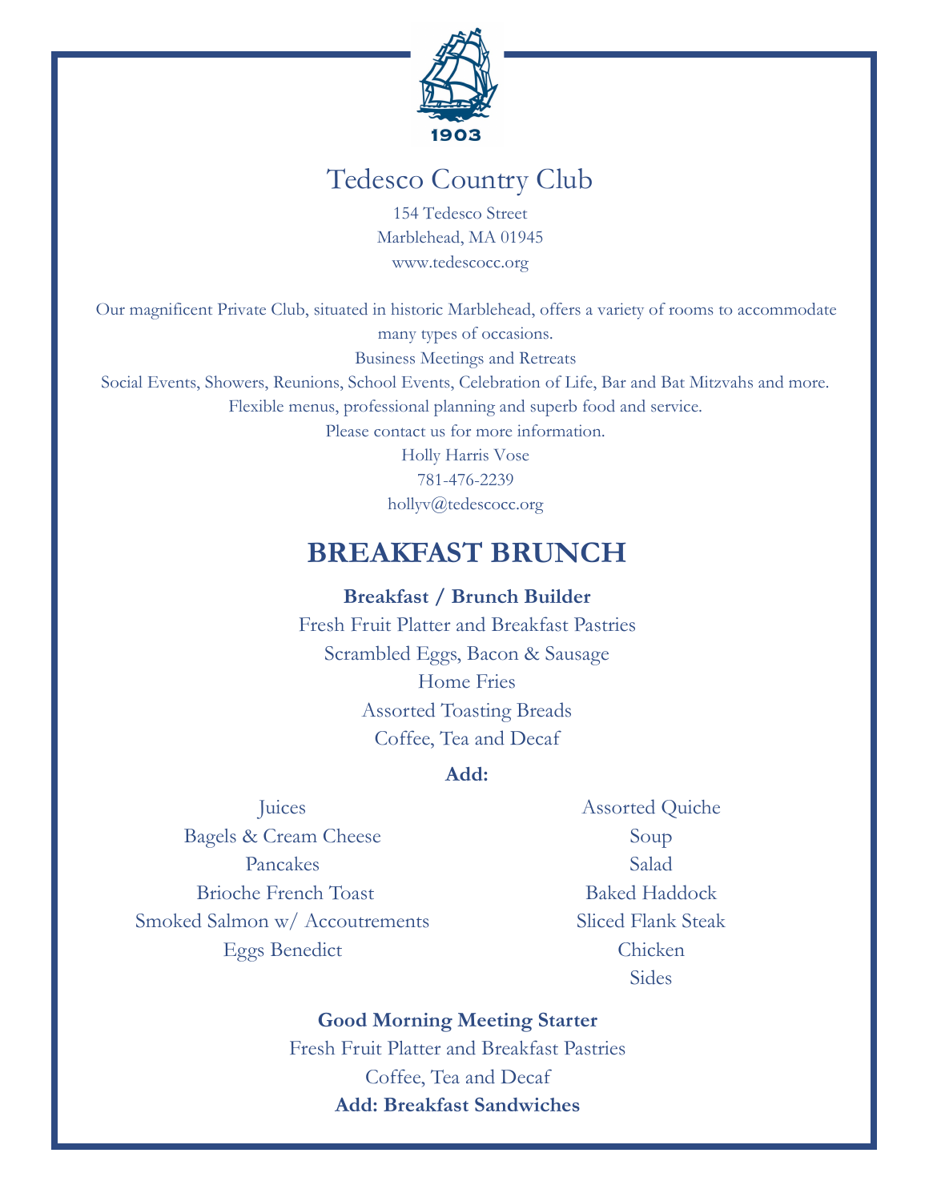1903

# Tedesco Country Club

154 Tedesco Street
Marblehead, MA 01945
www.tedescocc.org

Our magnificent Private Club, situated in historic Marblehead, offers a variety of rooms to accommodate many types of occasions.

Business Meetings and Retreats

Social Events, Showers, Reunions, School Events, Celebration of Life, Bar and Bat Mitzvahs and more.

Flexible menus, professional planning and superb food and service.

Please contact us for more information.

Holly Harris Vose
781-476-2239
hollyv@tedescocc.org

## BREAKFAST BRUNCH

**Breakfast / Brunch Builder**

Fresh Fruit Platter and Breakfast Pastries
Scrambled Eggs, Bacon & Sausage
Home Fries
Assorted Toasting Breads
Coffee, Tea and Decaf

**Add:**

Juices
Bagels & Cream Cheese
Pancakes
Brioche French Toast
Smoked Salmon w/ Accoutrements
Eggs Benedict

Assorted Quiche
Soup
Salad
Baked Haddock
Sliced Flank Steak
Chicken
Sides

**Good Morning Meeting Starter**

Fresh Fruit Platter and Breakfast Pastries
Coffee, Tea and Decaf

**Add: Breakfast Sandwiches**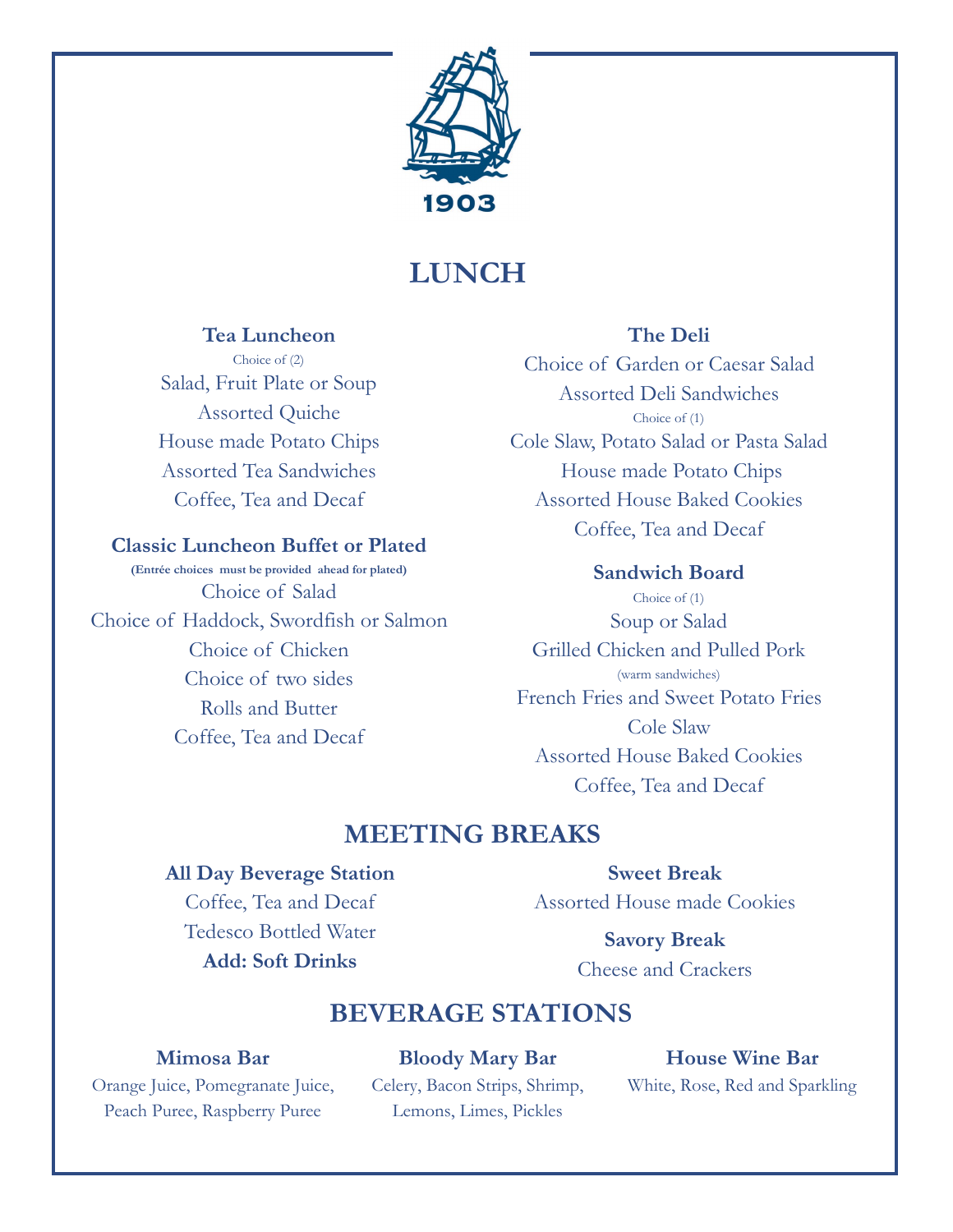1903

# LUNCH

### Tea Luncheon

Choice of (2)

Salad, Fruit Plate or Soup

Assorted Quiche

House made Potato Chips

Assorted Tea Sandwiches

Coffee, Tea and Decaf

### Classic Luncheon Buffet or Plated

**(Entrée choices must be provided ahead for plated)**

Choice of Salad

Choice of Haddock, Swordfish or Salmon

Choice of Chicken

Choice of two sides

Rolls and Butter

Coffee, Tea and Decaf

### The Deli

Choice of Garden or Caesar Salad

Assorted Deli Sandwiches

Choice of (1)

Cole Slaw, Potato Salad or Pasta Salad

House made Potato Chips

Assorted House Baked Cookies

Coffee, Tea and Decaf

### Sandwich Board

Choice of (1)

Soup or Salad

Grilled Chicken and Pulled Pork

(warm sandwiches)

French Fries and Sweet Potato Fries

Cole Slaw

Assorted House Baked Cookies

Coffee, Tea and Decaf

# MEETING BREAKS

### All Day Beverage Station

Coffee, Tea and Decaf

Tedesco Bottled Water

**Add: Soft Drinks**

### Sweet Break

Assorted House made Cookies

### Savory Break

Cheese and Crackers

# BEVERAGE STATIONS

### Mimosa Bar

Orange Juice, Pomegranate Juice, Peach Puree, Raspberry Puree

### Bloody Mary Bar

Celery, Bacon Strips, Shrimp, Lemons, Limes, Pickles

### House Wine Bar

White, Rose, Red and Sparkling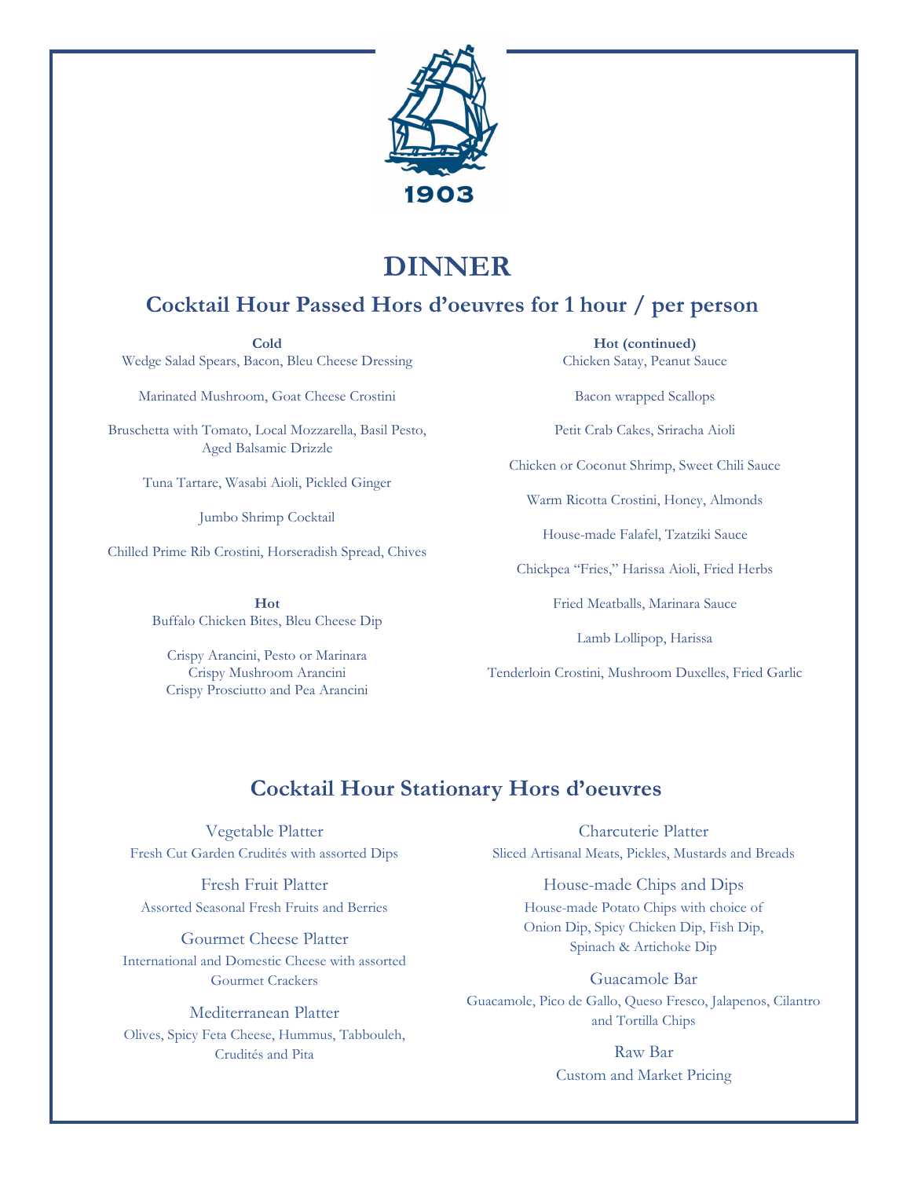1903

# DINNER

## Cocktail Hour Passed Hors d'oeuvres for 1 hour / per person

**Cold**

Wedge Salad Spears, Bacon, Bleu Cheese Dressing

Marinated Mushroom, Goat Cheese Crostini

Bruschetta with Tomato, Local Mozzarella, Basil Pesto, Aged Balsamic Drizzle

Tuna Tartare, Wasabi Aioli, Pickled Ginger

Jumbo Shrimp Cocktail

Chilled Prime Rib Crostini, Horseradish Spread, Chives

**Hot**

Buffalo Chicken Bites, Bleu Cheese Dip

Crispy Arancini, Pesto or Marinara
Crispy Mushroom Arancini
Crispy Prosciutto and Pea Arancini

**Hot (continued)**

Chicken Satay, Peanut Sauce

Bacon wrapped Scallops

Petit Crab Cakes, Sriracha Aioli

Chicken or Coconut Shrimp, Sweet Chili Sauce

Warm Ricotta Crostini, Honey, Almonds

House-made Falafel, Tzatziki Sauce

Chickpea "Fries," Harissa Aioli, Fried Herbs

Fried Meatballs, Marinara Sauce

Lamb Lollipop, Harissa

Tenderloin Crostini, Mushroom Duxelles, Fried Garlic

## Cocktail Hour Stationary Hors d'oeuvres

Vegetable Platter
Fresh Cut Garden Crudités with assorted Dips

Fresh Fruit Platter
Assorted Seasonal Fresh Fruits and Berries

Gourmet Cheese Platter
International and Domestic Cheese with assorted Gourmet Crackers

Mediterranean Platter
Olives, Spicy Feta Cheese, Hummus, Tabbouleh, Crudités and Pita

Charcuterie Platter
Sliced Artisanal Meats, Pickles, Mustards and Breads

House-made Chips and Dips
House-made Potato Chips with choice of Onion Dip, Spicy Chicken Dip, Fish Dip, Spinach & Artichoke Dip

Guacamole Bar
Guacamole, Pico de Gallo, Queso Fresco, Jalapenos, Cilantro and Tortilla Chips

Raw Bar
Custom and Market Pricing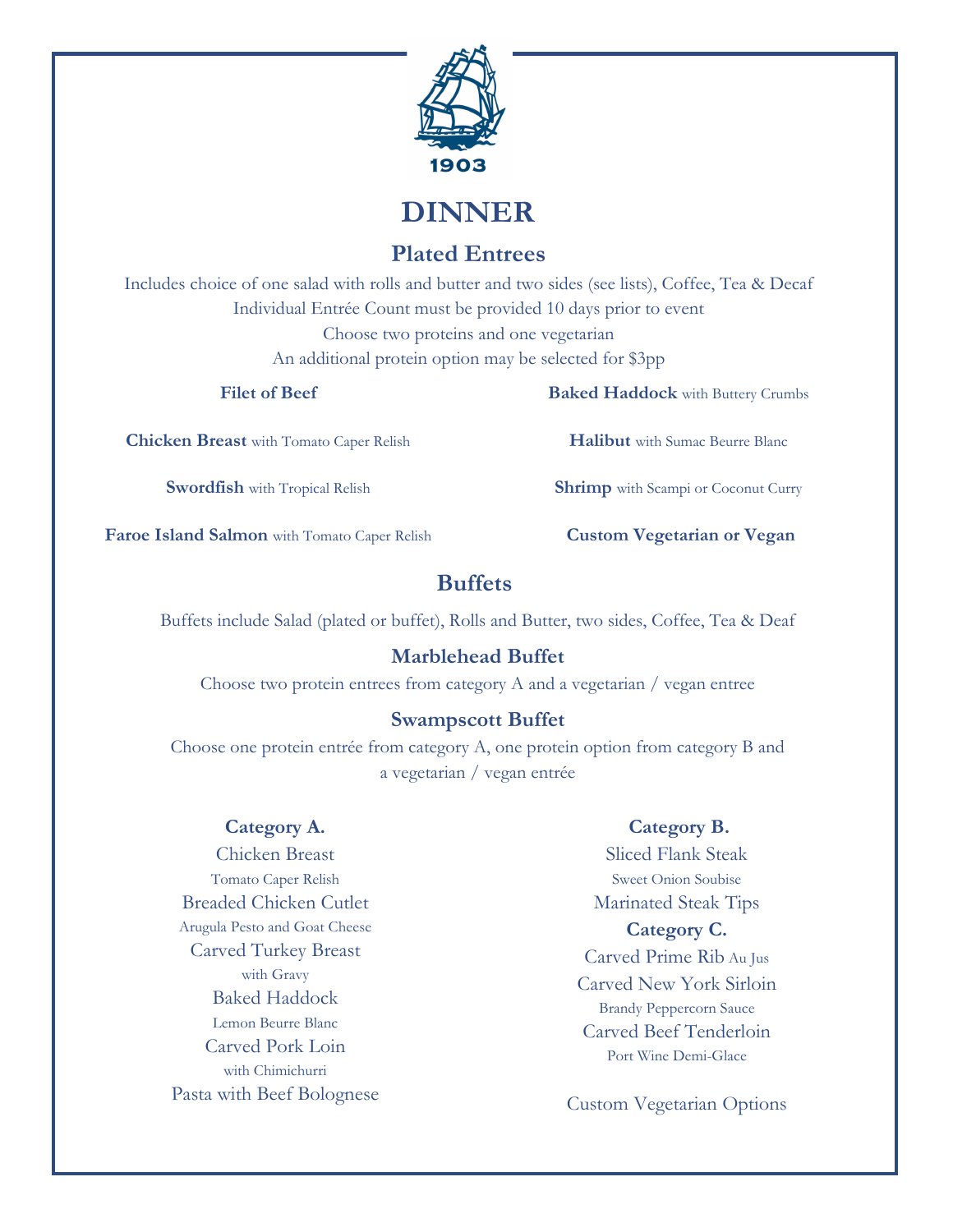1903

# DINNER

## Plated Entrees

Includes choice of one salad with rolls and butter and two sides (see lists), Coffee, Tea & Decaf
Individual Entrée Count must be provided 10 days prior to event
Choose two proteins and one vegetarian
An additional protein option may be selected for $3pp

**Filet of Beef**

**Chicken Breast** with Tomato Caper Relish

**Swordfish** with Tropical Relish

**Faroe Island Salmon** with Tomato Caper Relish

**Baked Haddock** with Buttery Crumbs

**Halibut** with Sumac Beurre Blanc

**Shrimp** with Scampi or Coconut Curry

**Custom Vegetarian or Vegan**

## Buffets

Buffets include Salad (plated or buffet), Rolls and Butter, two sides, Coffee, Tea & Deaf

### Marblehead Buffet

Choose two protein entrees from category A and a vegetarian / vegan entree

### Swampscott Buffet

Choose one protein entrée from category A, one protein option from category B and a vegetarian / vegan entrée

**Category A.**

Chicken Breast
Tomato Caper Relish

Breaded Chicken Cutlet
Arugula Pesto and Goat Cheese

Carved Turkey Breast
with Gravy

Baked Haddock
Lemon Beurre Blanc

Carved Pork Loin
with Chimichurri

Pasta with Beef Bolognese

**Category B.**

Sliced Flank Steak
Sweet Onion Soubise

Marinated Steak Tips

**Category C.**

Carved Prime Rib Au Jus

Carved New York Sirloin
Brandy Peppercorn Sauce

Carved Beef Tenderloin
Port Wine Demi-Glace

Custom Vegetarian Options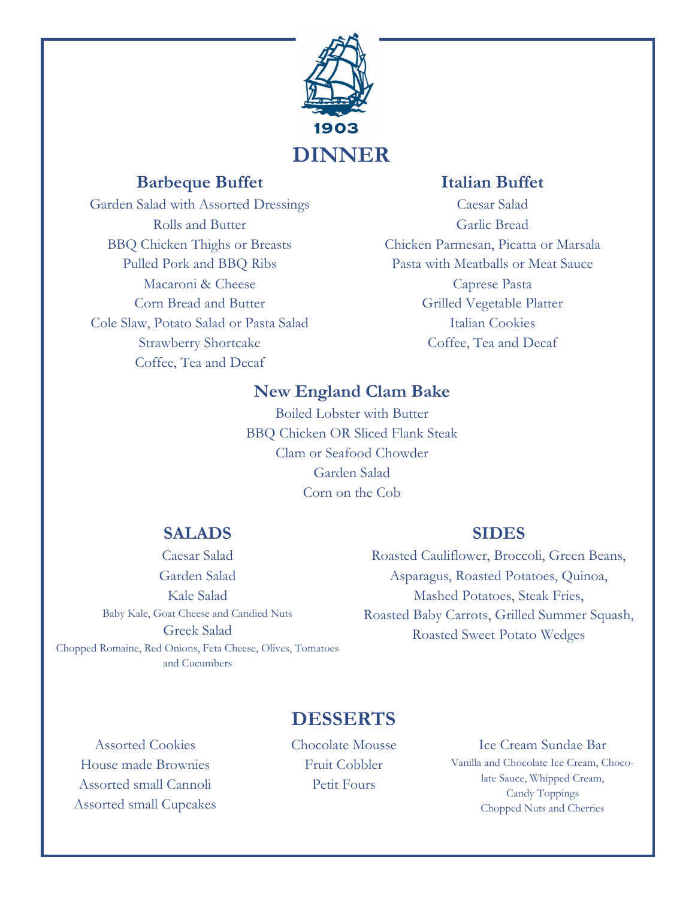1903

# DINNER

## Barbeque Buffet

Garden Salad with Assorted Dressings
Rolls and Butter
BBQ Chicken Thighs or Breasts
Pulled Pork and BBQ Ribs
Macaroni & Cheese
Corn Bread and Butter
Cole Slaw, Potato Salad or Pasta Salad
Strawberry Shortcake
Coffee, Tea and Decaf

## Italian Buffet

Caesar Salad
Garlic Bread
Chicken Parmesan, Picatta or Marsala
Pasta with Meatballs or Meat Sauce
Caprese Pasta
Grilled Vegetable Platter
Italian Cookies
Coffee, Tea and Decaf

## New England Clam Bake

Boiled Lobster with Butter
BBQ Chicken OR Sliced Flank Steak
Clam or Seafood Chowder
Garden Salad
Corn on the Cob

## SALADS

Caesar Salad
Garden Salad
Kale Salad
Baby Kale, Goat Cheese and Candied Nuts
Greek Salad
Chopped Romaine, Red Onions, Feta Cheese, Olives, Tomatoes and Cucumbers

## SIDES

Roasted Cauliflower, Broccoli, Green Beans, Asparagus, Roasted Potatoes, Quinoa, Mashed Potatoes, Steak Fries, Roasted Baby Carrots, Grilled Summer Squash, Roasted Sweet Potato Wedges

## DESSERTS

Assorted Cookies
House made Brownies
Assorted small Cannoli
Assorted small Cupcakes

Chocolate Mousse
Fruit Cobbler
Petit Fours

Ice Cream Sundae Bar
Vanilla and Chocolate Ice Cream, Chocolate Sauce, Whipped Cream, Candy Toppings
Chopped Nuts and Cherries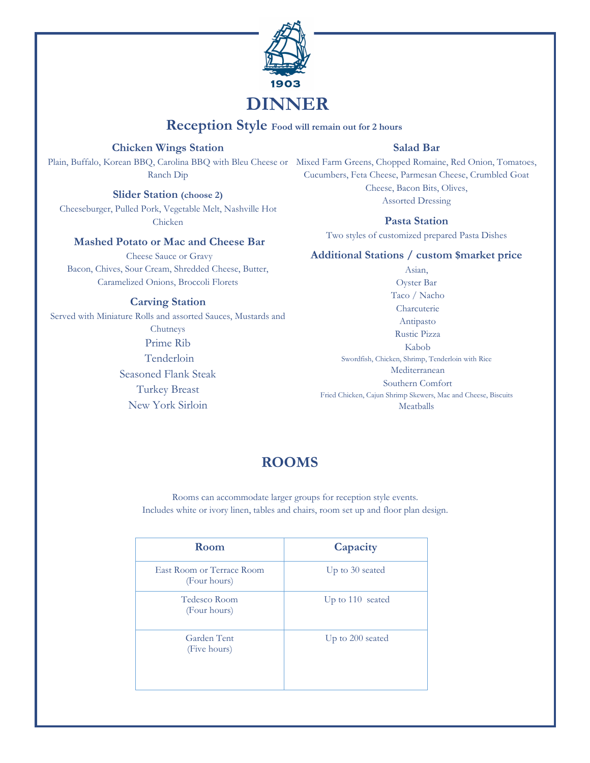1903

# DINNER

## Reception Style **Food will remain out for 2 hours**

### Chicken Wings Station

Plain, Buffalo, Korean BBQ, Carolina BBQ with Bleu Cheese or Ranch Dip

### Slider Station (choose 2)

Cheeseburger, Pulled Pork, Vegetable Melt, Nashville Hot Chicken

### Mashed Potato or Mac and Cheese Bar

Cheese Sauce or Gravy
Bacon, Chives, Sour Cream, Shredded Cheese, Butter, Caramelized Onions, Broccoli Florets

### Carving Station

Served with Miniature Rolls and assorted Sauces, Mustards and Chutneys

Prime Rib
Tenderloin
Seasoned Flank Steak
Turkey Breast
New York Sirloin

### Salad Bar

Mixed Farm Greens, Chopped Romaine, Red Onion, Tomatoes, Cucumbers, Feta Cheese, Parmesan Cheese, Crumbled Goat Cheese, Bacon Bits, Olives,
Assorted Dressing

### Pasta Station

Two styles of customized prepared Pasta Dishes

### Additional Stations / custom $market price

Asian,
Oyster Bar
Taco / Nacho
Charcuterie
Antipasto
Rustic Pizza
Kabob
Swordfish, Chicken, Shrimp, Tenderloin with Rice
Mediterranean
Southern Comfort
Fried Chicken, Cajun Shrimp Skewers, Mac and Cheese, Biscuits
Meatballs

# ROOMS

Rooms can accommodate larger groups for reception style events.
Includes white or ivory linen, tables and chairs, room set up and floor plan design.

| Room | Capacity |
|---|---|
| East Room or Terrace Room (Four hours) | Up to 30 seated |
| Tedesco Room (Four hours) | Up to 110 seated |
| Garden Tent (Five hours) | Up to 200 seated |